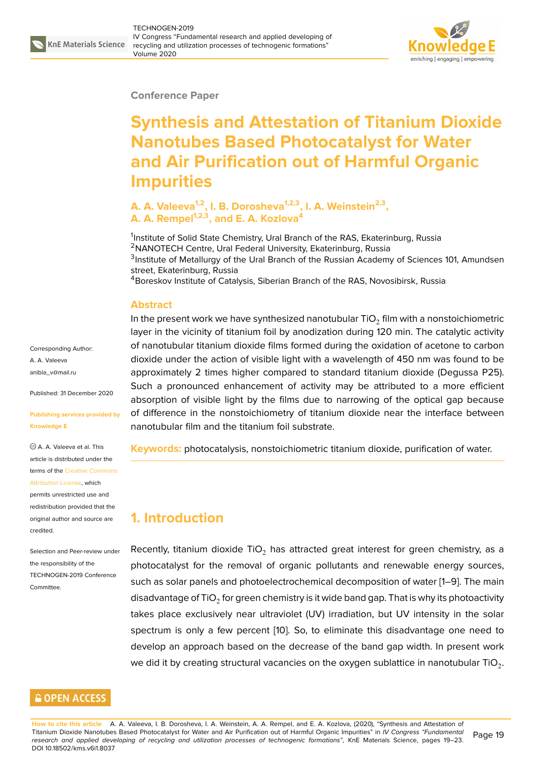Conference Paper

# Synthesis and Attestation of Titanium Dioxide Nanotubes Based Photocatalyst for Water and Air Purification out of Harmful Organic Impurities

**A. A. Valeeva[1,2], I. B. Dorosheva[1,2,3], I. A. Weinstein[2,3], A. A. Rempel[1,2,3], and E. A. Kozlova[4]**

[1]Institute of Solid State Chemistry, Ural Branch of the RAS, Ekaterinburg, Russia
[2]NANOTECH Centre, Ural Federal University, Ekaterinburg, Russia
[3]Institute of Metallurgy of the Ural Branch of the Russian Academy of Sciences 101, Amundsen street, Ekaterinburg, Russia
[4]Boreskov Institute of Catalysis, Siberian Branch of the RAS, Novosibirsk, Russia

Corresponding Author:
A. A. Valeeva
anibla_v@mail.ru

Published: 31 December 2020

Publishing services provided by Knowledge E

A. A. Valeeva et al. This article is distributed under the terms of the Creative Commons Attribution License, which permits unrestricted use and redistribution provided that the original author and source are credited.

Selection and Peer-review under the responsibility of the TECHNOGEN-2019 Conference Committee.

## Abstract

In the present work we have synthesized nanotubular $TiO_2$ film with a nonstoichiometric layer in the vicinity of titanium foil by anodization during 120 min. The catalytic activity of nanotubular titanium dioxide films formed during the oxidation of acetone to carbon dioxide under the action of visible light with a wavelength of 450 nm was found to be approximately 2 times higher compared to standard titanium dioxide (Degussa P25). Such a pronounced enhancement of activity may be attributed to a more efficient absorption of visible light by the films due to narrowing of the optical gap because of difference in the nonstoichiometry of titanium dioxide near the interface between nanotubular film and the titanium foil substrate.

**Keywords:** photocatalysis, nonstoichiometric titanium dioxide, purification of water.

## 1. Introduction

Recently, titanium dioxide $TiO_2$ has attracted great interest for green chemistry, as a photocatalyst for the removal of organic pollutants and renewable energy sources, such as solar panels and photoelectrochemical decomposition of water [1–9]. The main disadvantage of $TiO_2$ for green chemistry is it wide band gap. That is why its photoactivity takes place exclusively near ultraviolet (UV) irradiation, but UV intensity in the solar spectrum is only a few percent [10]. So, to eliminate this disadvantage one need to develop an approach based on the decrease of the band gap width. In present work we did it by creating structural vacancies on the oxygen sublattice in nanotubular $TiO_2$.

OPEN ACCESS

**How to cite this article**: A. A. Valeeva, I. B. Dorosheva, I. A. Weinstein, A. A. Rempel, and E. A. Kozlova, (2020), "Synthesis and Attestation of Titanium Dioxide Nanotubes Based Photocatalyst for Water and Air Purification out of Harmful Organic Impurities" in *IV Congress "Fundamental research and applied developing of recycling and utilization processes of technogenic formations"*, KnE Materials Science, pages 19–23. DOI 10.18502/kms.v6i1.8037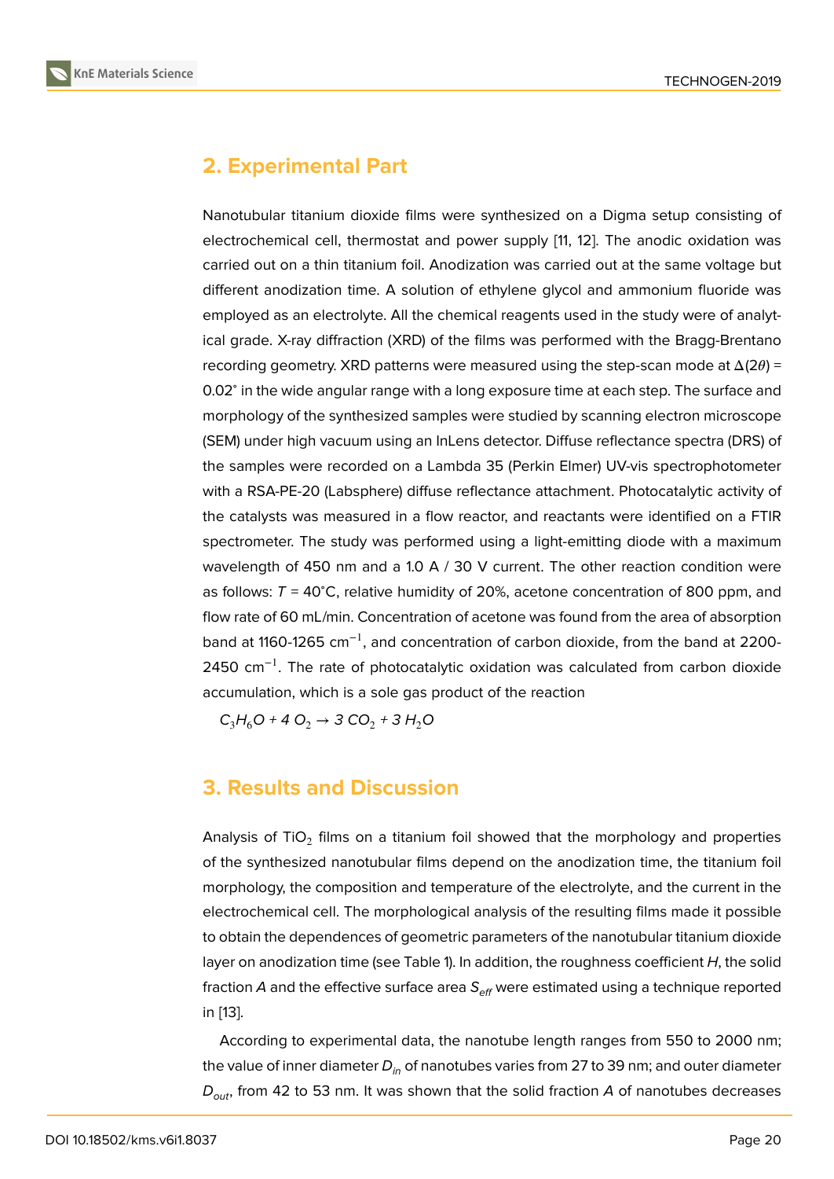## 2. Experimental Part

Nanotubular titanium dioxide films were synthesized on a Digma setup consisting of electrochemical cell, thermostat and power supply [11, 12]. The anodic oxidation was carried out on a thin titanium foil. Anodization was carried out at the same voltage but different anodization time. A solution of ethylene glycol and ammonium fluoride was employed as an electrolyte. All the chemical reagents used in the study were of analytical grade. X-ray diffraction (XRD) of the films was performed with the Bragg-Brentano recording geometry. XRD patterns were measured using the step-scan mode at $\Delta(2\theta)$ = 0.02° in the wide angular range with a long exposure time at each step. The surface and morphology of the synthesized samples were studied by scanning electron microscope (SEM) under high vacuum using an InLens detector. Diffuse reflectance spectra (DRS) of the samples were recorded on a Lambda 35 (Perkin Elmer) UV-vis spectrophotometer with a RSA-PE-20 (Labsphere) diffuse reflectance attachment. Photocatalytic activity of the catalysts was measured in a flow reactor, and reactants were identified on a FTIR spectrometer. The study was performed using a light-emitting diode with a maximum wavelength of 450 nm and a 1.0 A / 30 V current. The other reaction condition were as follows: $T$ = 40°C, relative humidity of 20%, acetone concentration of 800 ppm, and flow rate of 60 mL/min. Concentration of acetone was found from the area of absorption band at 1160-1265 $cm^{-1}$, and concentration of carbon dioxide, from the band at 2200-2450 $cm^{-1}$. The rate of photocatalytic oxidation was calculated from carbon dioxide accumulation, which is a sole gas product of the reaction

$$C_3H_6O + 4\ O_2 \rightarrow 3\ CO_2 + 3\ H_2O$$

## 3. Results and Discussion

Analysis of $TiO_2$ films on a titanium foil showed that the morphology and properties of the synthesized nanotubular films depend on the anodization time, the titanium foil morphology, the composition and temperature of the electrolyte, and the current in the electrochemical cell. The morphological analysis of the resulting films made it possible to obtain the dependences of geometric parameters of the nanotubular titanium dioxide layer on anodization time (see Table 1). In addition, the roughness coefficient $H$, the solid fraction $A$ and the effective surface area $S_{eff}$ were estimated using a technique reported in [13].

According to experimental data, the nanotube length ranges from 550 to 2000 nm; the value of inner diameter $D_{in}$ of nanotubes varies from 27 to 39 nm; and outer diameter $D_{out}$, from 42 to 53 nm. It was shown that the solid fraction $A$ of nanotubes decreases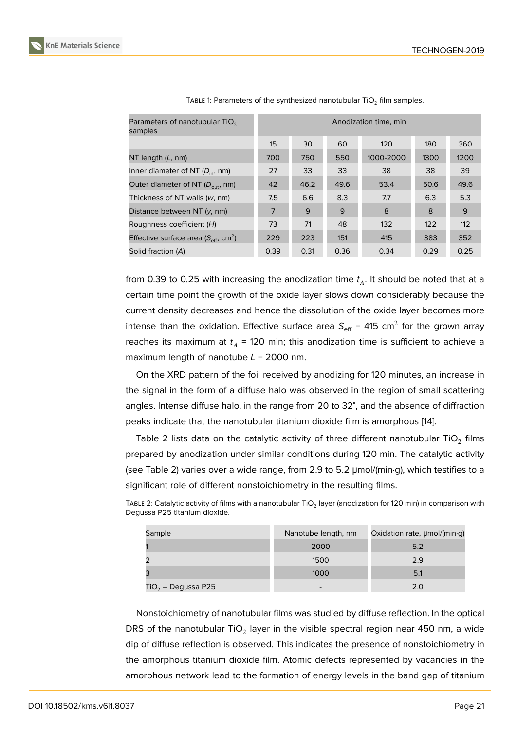Table 1: Parameters of the synthesized nanotubular $TiO_2$ film samples.

| Parameters of nanotubular $TiO_2$ samples | Anodization time, min | | | | | |
|---|---|---|---|---|---|---|
| | 15 | 30 | 60 | 120 | 180 | 360 |
| NT length ($L$, nm) | 700 | 750 | 550 | 1000-2000 | 1300 | 1200 |
| Inner diameter of NT ($D_{in}$, nm) | 27 | 33 | 33 | 38 | 38 | 39 |
| Outer diameter of NT ($D_{out}$, nm) | 42 | 46.2 | 49.6 | 53.4 | 50.6 | 49.6 |
| Thickness of NT walls ($w$, nm) | 7.5 | 6.6 | 8.3 | 7.7 | 6.3 | 5.3 |
| Distance between NT ($y$, nm) | 7 | 9 | 9 | 8 | 8 | 9 |
| Roughness coefficient ($H$) | 73 | 71 | 48 | 132 | 122 | 112 |
| Effective surface area ($S_{eff}$, $cm^2$) | 229 | 223 | 151 | 415 | 383 | 352 |
| Solid fraction ($A$) | 0.39 | 0.31 | 0.36 | 0.34 | 0.29 | 0.25 |

from 0.39 to 0.25 with increasing the anodization time $t_A$. It should be noted that at a certain time point the growth of the oxide layer slows down considerably because the current density decreases and hence the dissolution of the oxide layer becomes more intense than the oxidation. Effective surface area $S_{eff}$ = 415 $cm^2$ for the grown array reaches its maximum at $t_A$ = 120 min; this anodization time is sufficient to achieve a maximum length of nanotube $L$ = 2000 nm.

On the XRD pattern of the foil received by anodizing for 120 minutes, an increase in the signal in the form of a diffuse halo was observed in the region of small scattering angles. Intense diffuse halo, in the range from 20 to 32°, and the absence of diffraction peaks indicate that the nanotubular titanium dioxide film is amorphous [14].

Table 2 lists data on the catalytic activity of three different nanotubular $TiO_2$ films prepared by anodization under similar conditions during 120 min. The catalytic activity (see Table 2) varies over a wide range, from 2.9 to 5.2 μmol/(min·g), which testifies to a significant role of different nonstoichiometry in the resulting films.

Table 2: Catalytic activity of films with a nanotubular $TiO_2$ layer (anodization for 120 min) in comparison with Degussa P25 titanium dioxide.

| Sample | Nanotube length, nm | Oxidation rate, μmol/(min·g) |
|---|---|---|
| 1 | 2000 | 5.2 |
| 2 | 1500 | 2.9 |
| 3 | 1000 | 5.1 |
| $TiO_2$ – Degussa P25 | - | 2.0 |

Nonstoichiometry of nanotubular films was studied by diffuse reflection. In the optical DRS of the nanotubular $TiO_2$ layer in the visible spectral region near 450 nm, a wide dip of diffuse reflection is observed. This indicates the presence of nonstoichiometry in the amorphous titanium dioxide film. Atomic defects represented by vacancies in the amorphous network lead to the formation of energy levels in the band gap of titanium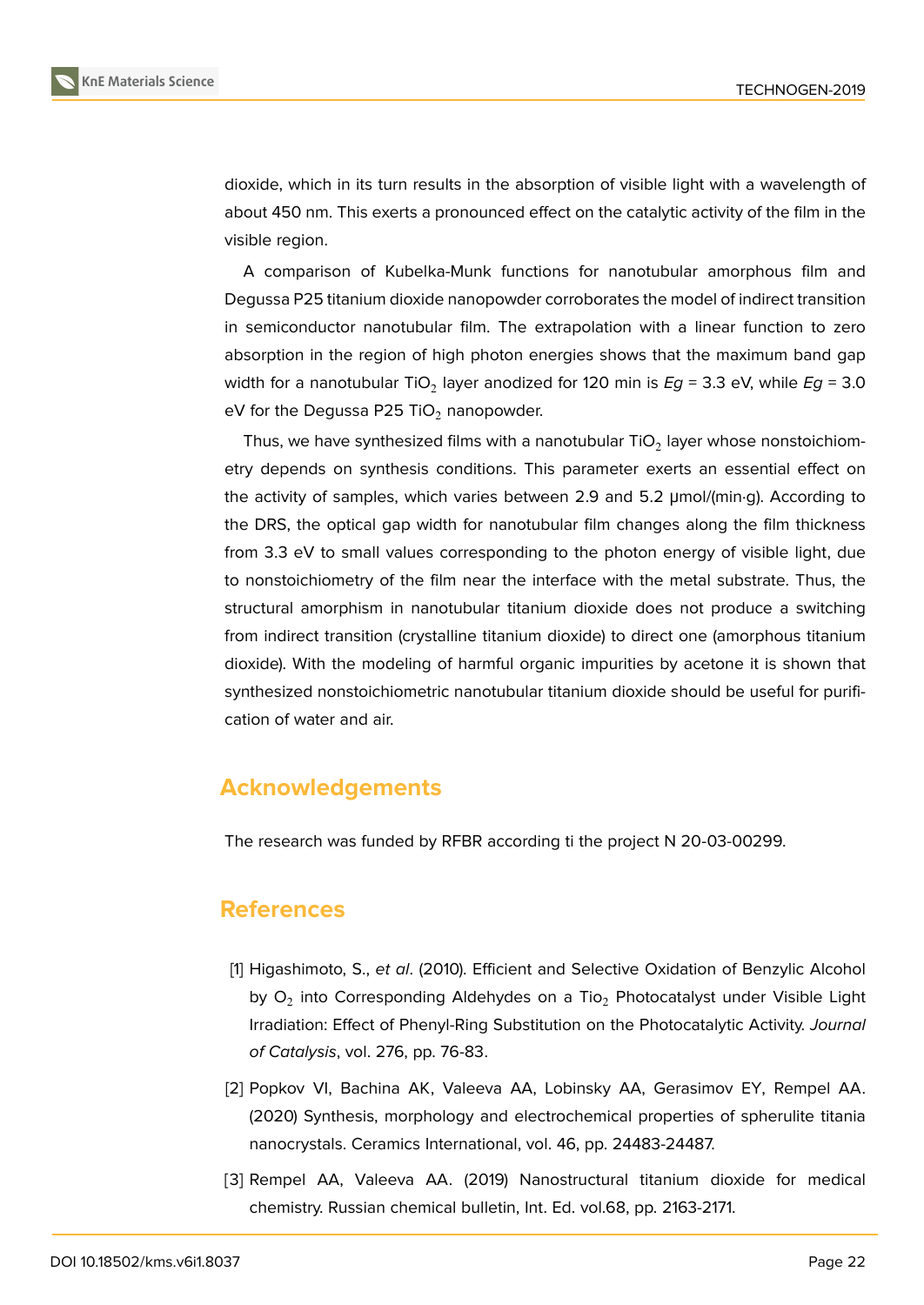dioxide, which in its turn results in the absorption of visible light with a wavelength of about 450 nm. This exerts a pronounced effect on the catalytic activity of the film in the visible region.

A comparison of Kubelka-Munk functions for nanotubular amorphous film and Degussa P25 titanium dioxide nanopowder corroborates the model of indirect transition in semiconductor nanotubular film. The extrapolation with a linear function to zero absorption in the region of high photon energies shows that the maximum band gap width for a nanotubular $TiO_2$ layer anodized for 120 min is $Eg$ = 3.3 eV, while $Eg$ = 3.0 eV for the Degussa P25 $TiO_2$ nanopowder.

Thus, we have synthesized films with a nanotubular $TiO_2$ layer whose nonstoichiometry depends on synthesis conditions. This parameter exerts an essential effect on the activity of samples, which varies between 2.9 and 5.2 μmol/(min·g). According to the DRS, the optical gap width for nanotubular film changes along the film thickness from 3.3 eV to small values corresponding to the photon energy of visible light, due to nonstoichiometry of the film near the interface with the metal substrate. Thus, the structural amorphism in nanotubular titanium dioxide does not produce a switching from indirect transition (crystalline titanium dioxide) to direct one (amorphous titanium dioxide). With the modeling of harmful organic impurities by acetone it is shown that synthesized nonstoichiometric nanotubular titanium dioxide should be useful for purification of water and air.

## Acknowledgements

The research was funded by RFBR according ti the project N 20-03-00299.

## References

[1] Higashimoto, S., *et al*. (2010). Efficient and Selective Oxidation of Benzylic Alcohol by $O_2$ into Corresponding Aldehydes on a $Tio_2$ Photocatalyst under Visible Light Irradiation: Effect of Phenyl-Ring Substitution on the Photocatalytic Activity. *Journal of Catalysis*, vol. 276, pp. 76-83.

[2] Popkov VI, Bachina AK, Valeeva AA, Lobinsky AA, Gerasimov EY, Rempel AA. (2020) Synthesis, morphology and electrochemical properties of spherulite titania nanocrystals. Ceramics International, vol. 46, pp. 24483-24487.

[3] Rempel AA, Valeeva AA. (2019) Nanostructural titanium dioxide for medical chemistry. Russian chemical bulletin, Int. Ed. vol.68, pp. 2163-2171.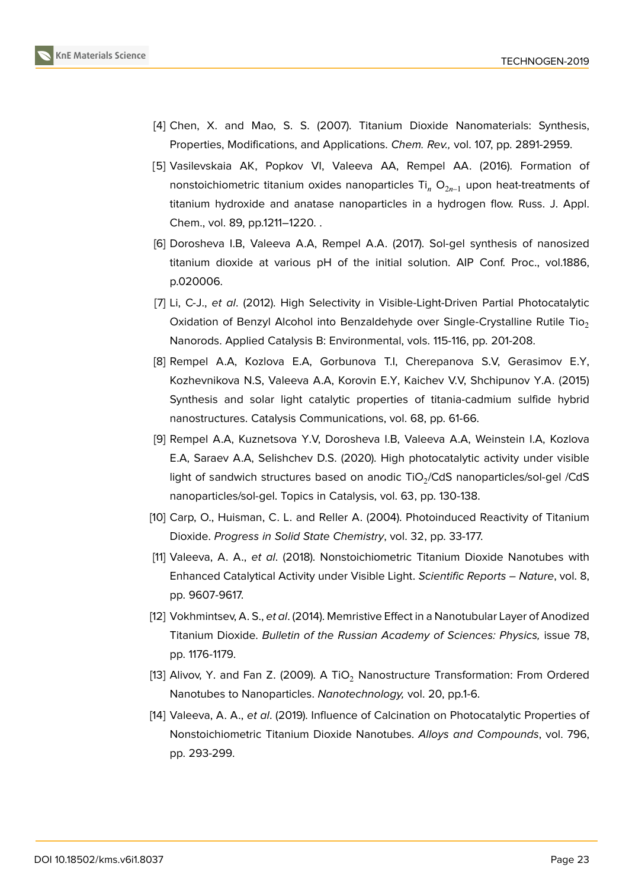[4] Chen, X. and Mao, S. S. (2007). Titanium Dioxide Nanomaterials: Synthesis, Properties, Modifications, and Applications. *Chem. Rev.,* vol. 107, pp. 2891-2959.

[5] Vasilevskaia AK, Popkov VI, Valeeva AA, Rempel AA. (2016). Formation of nonstoichiometric titanium oxides nanoparticles $Ti_n O_{2n-1}$ upon heat-treatments of titanium hydroxide and anatase nanoparticles in a hydrogen flow. Russ. J. Appl. Chem., vol. 89, pp.1211–1220. .

[6] Dorosheva I.B, Valeeva A.A, Rempel A.A. (2017). Sol-gel synthesis of nanosized titanium dioxide at various pH of the initial solution. AIP Conf. Proc., vol.1886, p.020006.

[7] Li, C-J., *et al*. (2012). High Selectivity in Visible-Light-Driven Partial Photocatalytic Oxidation of Benzyl Alcohol into Benzaldehyde over Single-Crystalline Rutile $Tio_2$ Nanorods. Applied Catalysis B: Environmental, vols. 115-116, pp. 201-208.

[8] Rempel A.A, Kozlova E.A, Gorbunova T.I, Cherepanova S.V, Gerasimov E.Y, Kozhevnikova N.S, Valeeva A.A, Korovin E.Y, Kaichev V.V, Shchipunov Y.A. (2015) Synthesis and solar light catalytic properties of titania-cadmium sulfide hybrid nanostructures. Catalysis Communications, vol. 68, pp. 61-66.

[9] Rempel A.A, Kuznetsova Y.V, Dorosheva I.B, Valeeva A.A, Weinstein I.A, Kozlova E.A, Saraev A.A, Selishchev D.S. (2020). High photocatalytic activity under visible light of sandwich structures based on anodic $TiO_2$/CdS nanoparticles/sol-gel /CdS nanoparticles/sol-gel. Topics in Catalysis, vol. 63, pp. 130-138.

[10] Carp, O., Huisman, C. L. and Reller A. (2004). Photoinduced Reactivity of Titanium Dioxide. *Progress in Solid State Chemistry*, vol. 32, pp. 33-177.

[11] Valeeva, A. A., *et al*. (2018). Nonstoichiometric Titanium Dioxide Nanotubes with Enhanced Catalytical Activity under Visible Light. *Scientific Reports – Nature*, vol. 8, pp. 9607-9617.

[12] Vokhmintsev, A. S., *et al*. (2014). Memristive Effect in a Nanotubular Layer of Anodized Titanium Dioxide. *Bulletin of the Russian Academy of Sciences: Physics,* issue 78, pp. 1176-1179.

[13] Alivov, Y. and Fan Z. (2009). A $TiO_2$ Nanostructure Transformation: From Ordered Nanotubes to Nanoparticles. *Nanotechnology,* vol. 20, pp.1-6.

[14] Valeeva, A. A., *et al*. (2019). Influence of Calcination on Photocatalytic Properties of Nonstoichiometric Titanium Dioxide Nanotubes. *Alloys and Compounds*, vol. 796, pp. 293-299.